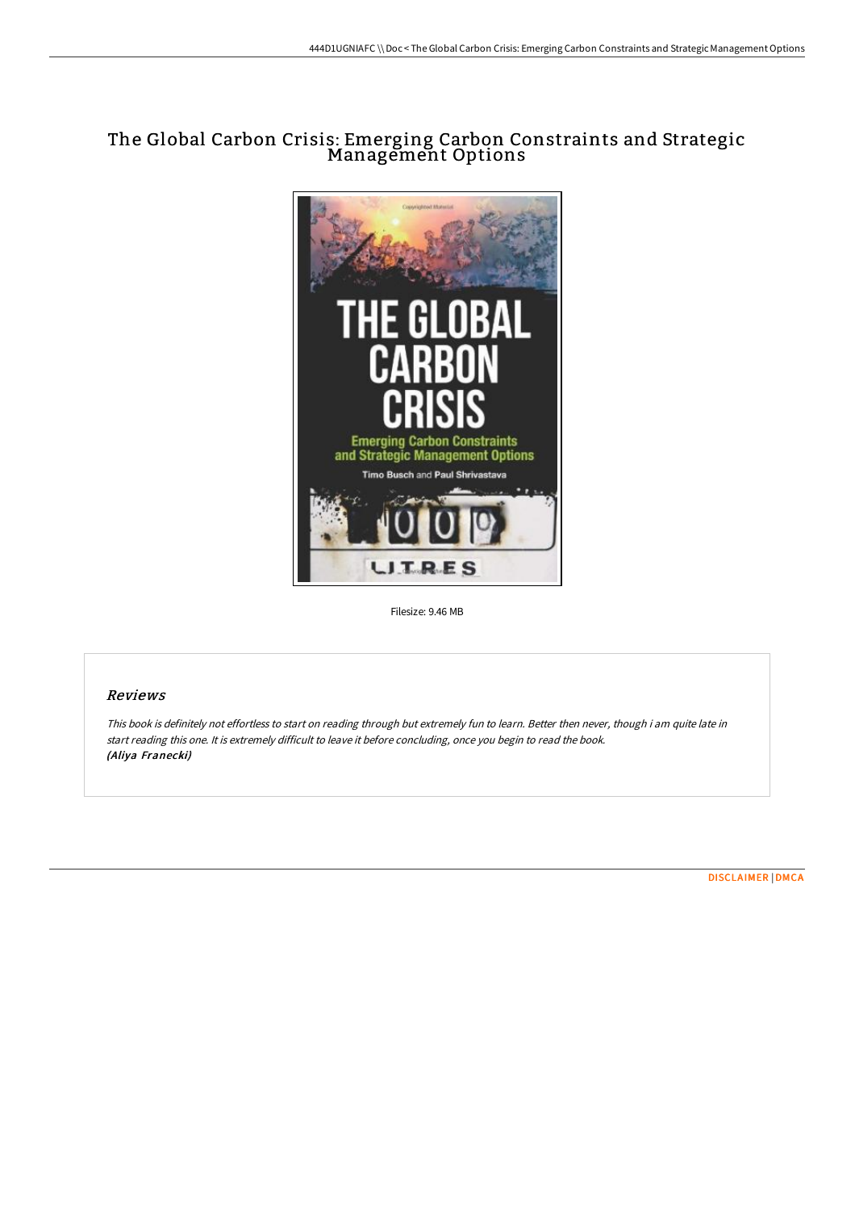# The Global Carbon Crisis: Emerging Carbon Constraints and Strategic Management Options

Filesize: 9.46 MB

## Reviews

*This book is definitely not effortless to start on reading through but extremely fun to learn. Better then never, though i am quite late in start reading this one. It is extremely difficult to leave it before concluding, once you begin to read the book.*
***(Aliya Franecki)***

DISCLAIMER | DMCA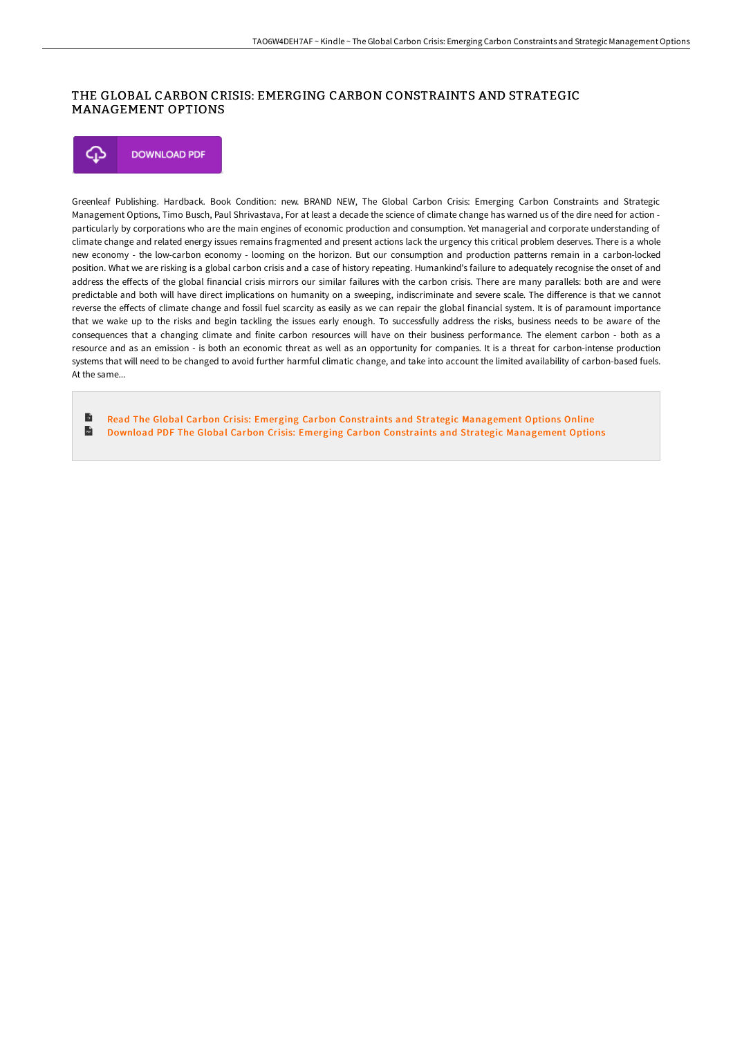# THE GLOBAL CARBON CRISIS: EMERGING CARBON CONSTRAINTS AND STRATEGIC MANAGEMENT OPTIONS

DOWNLOAD PDF

Greenleaf Publishing. Hardback. Book Condition: new. BRAND NEW, The Global Carbon Crisis: Emerging Carbon Constraints and Strategic Management Options, Timo Busch, Paul Shrivastava, For at least a decade the science of climate change has warned us of the dire need for action - particularly by corporations who are the main engines of economic production and consumption. Yet managerial and corporate understanding of climate change and related energy issues remains fragmented and present actions lack the urgency this critical problem deserves. There is a whole new economy - the low-carbon economy - looming on the horizon. But our consumption and production patterns remain in a carbon-locked position. What we are risking is a global carbon crisis and a case of history repeating. Humankind's failure to adequately recognise the onset of and address the effects of the global financial crisis mirrors our similar failures with the carbon crisis. There are many parallels: both are and were predictable and both will have direct implications on humanity on a sweeping, indiscriminate and severe scale. The difference is that we cannot reverse the effects of climate change and fossil fuel scarcity as easily as we can repair the global financial system. It is of paramount importance that we wake up to the risks and begin tackling the issues early enough. To successfully address the risks, business needs to be aware of the consequences that a changing climate and finite carbon resources will have on their business performance. The element carbon - both as a resource and as an emission - is both an economic threat as well as an opportunity for companies. It is a threat for carbon-intense production systems that will need to be changed to avoid further harmful climatic change, and take into account the limited availability of carbon-based fuels. At the same...

Read The Global Carbon Crisis: Emerging Carbon Constraints and Strategic Management Options Online

Download PDF The Global Carbon Crisis: Emerging Carbon Constraints and Strategic Management Options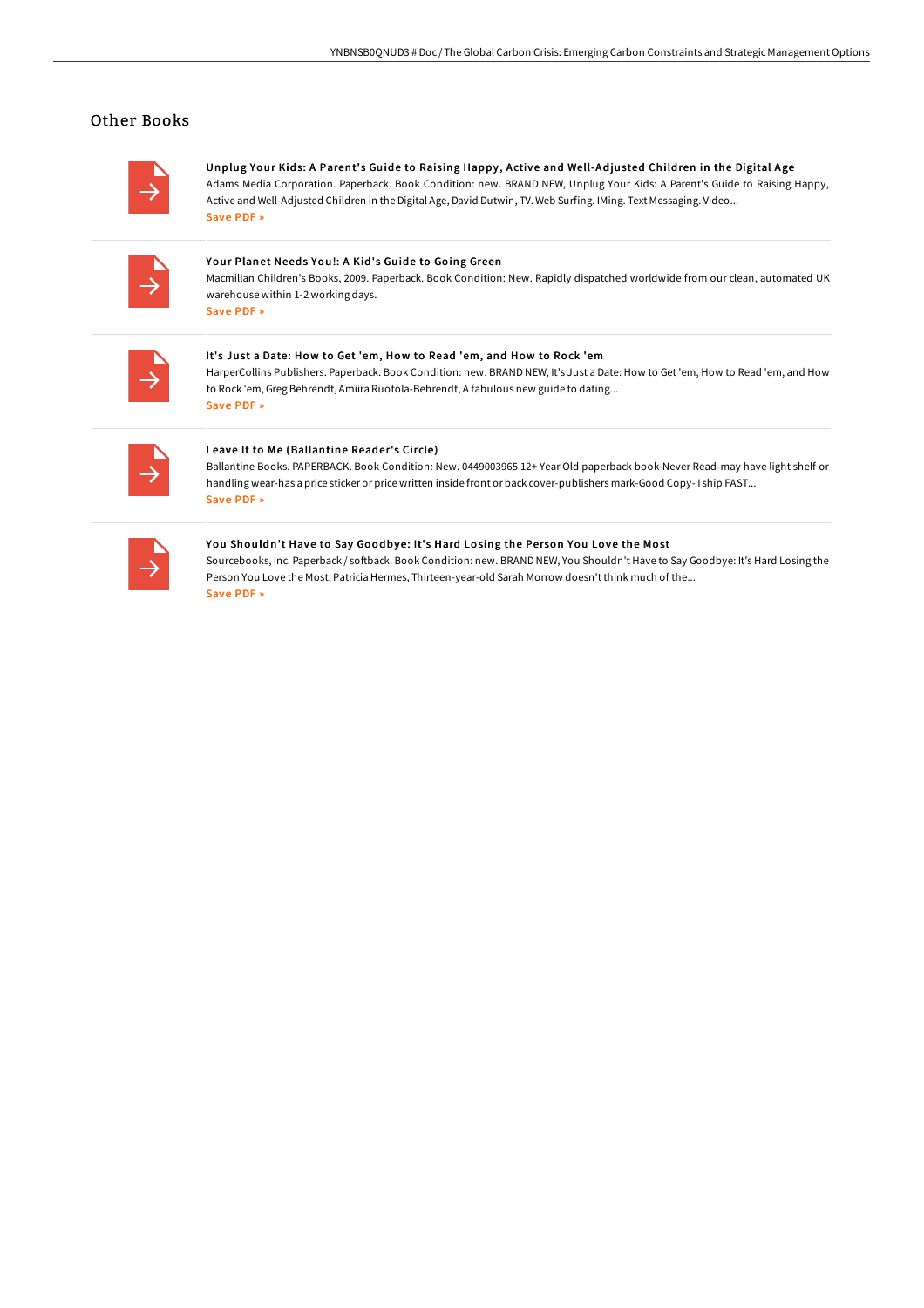## Other Books

**Unplug Your Kids: A Parent's Guide to Raising Happy, Active and Well-Adjusted Children in the Digital Age**

Adams Media Corporation. Paperback. Book Condition: new. BRAND NEW, Unplug Your Kids: A Parent's Guide to Raising Happy, Active and Well-Adjusted Children in the Digital Age, David Dutwin, TV. Web Surfing. IMing. Text Messaging. Video...

Save PDF »

**Your Planet Needs You!: A Kid's Guide to Going Green**

Macmillan Children's Books, 2009. Paperback. Book Condition: New. Rapidly dispatched worldwide from our clean, automated UK warehouse within 1-2 working days.

Save PDF »

**It's Just a Date: How to Get 'em, How to Read 'em, and How to Rock 'em**

HarperCollins Publishers. Paperback. Book Condition: new. BRAND NEW, It's Just a Date: How to Get 'em, How to Read 'em, and How to Rock 'em, Greg Behrendt, Amiira Ruotola-Behrendt, A fabulous new guide to dating...

Save PDF »

**Leave It to Me (Ballantine Reader's Circle)**

Ballantine Books. PAPERBACK. Book Condition: New. 0449003965 12+ Year Old paperback book-Never Read-may have light shelf or handling wear-has a price sticker or price written inside front or back cover-publishers mark-Good Copy- I ship FAST...

Save PDF »

**You Shouldn't Have to Say Goodbye: It's Hard Losing the Person You Love the Most**

Sourcebooks, Inc. Paperback / softback. Book Condition: new. BRAND NEW, You Shouldn't Have to Say Goodbye: It's Hard Losing the Person You Love the Most, Patricia Hermes, Thirteen-year-old Sarah Morrow doesn't think much of the...

Save PDF »